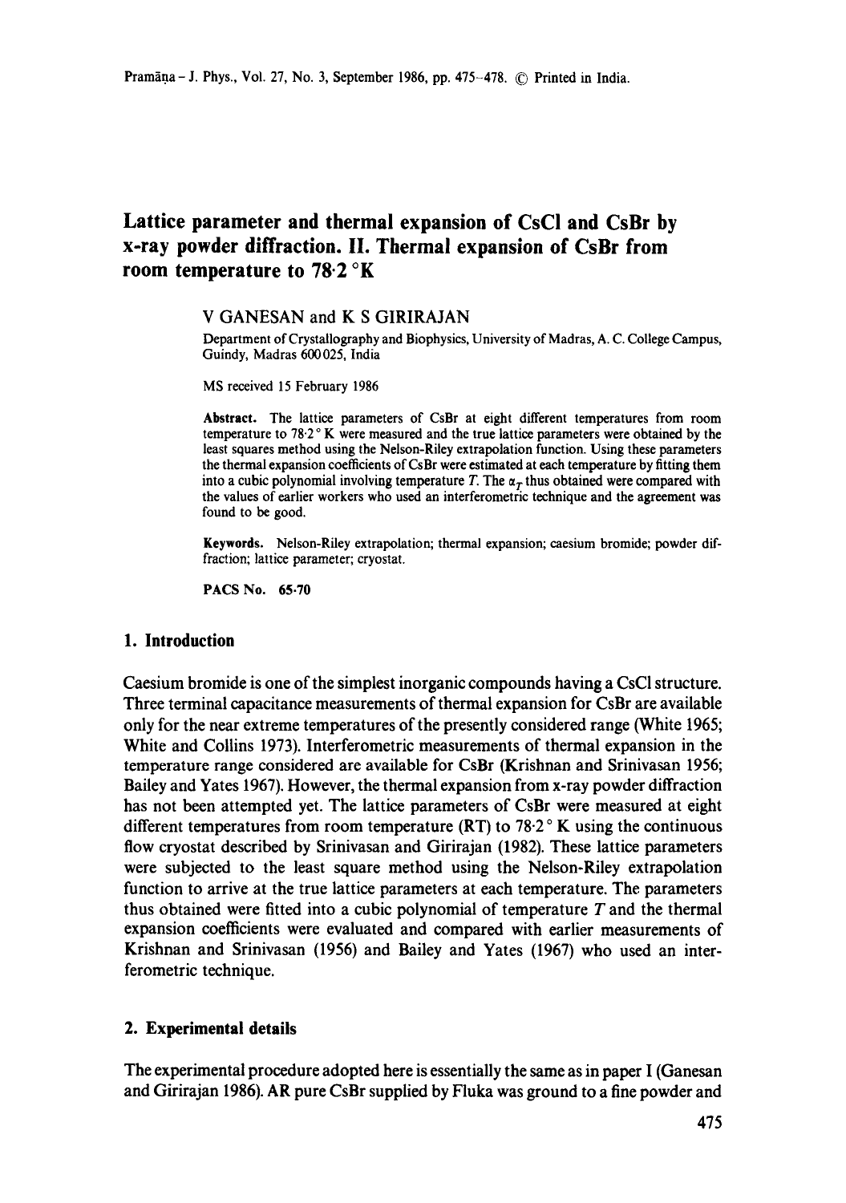# Lattice parameter and thermal expansion of CsCl and CsBr by x-ray powder diffraction. II. Thermal expansion of CsBr from room temperature to 78·2 °K

V GANESAN and K S GIRIRAJAN

Department of Crystallography and Biophysics, University of Madras, A. C. College Campus, Guindy, Madras 600 025, India

MS received 15 February 1986

**Abstract.** The lattice parameters of CsBr at eight different temperatures from room temperature to 78·2 ° K were measured and the true lattice parameters were obtained by the least squares method using the Nelson-Riley extrapolation function. Using these parameters the thermal expansion coefficients of CsBr were estimated at each temperature by fitting them into a cubic polynomial involving temperature $T$. The $\alpha_T$ thus obtained were compared with the values of earlier workers who used an interferometric technique and the agreement was found to be good.

**Keywords.** Nelson-Riley extrapolation; thermal expansion; caesium bromide; powder diffraction; lattice parameter; cryostat.

**PACS No.** 65·70

## 1. Introduction

Caesium bromide is one of the simplest inorganic compounds having a CsCl structure. Three terminal capacitance measurements of thermal expansion for CsBr are available only for the near extreme temperatures of the presently considered range (White 1965; White and Collins 1973). Interferometric measurements of thermal expansion in the temperature range considered are available for CsBr (Krishnan and Srinivasan 1956; Bailey and Yates 1967). However, the thermal expansion from x-ray powder diffraction has not been attempted yet. The lattice parameters of CsBr were measured at eight different temperatures from room temperature (RT) to 78·2 ° K using the continuous flow cryostat described by Srinivasan and Girirajan (1982). These lattice parameters were subjected to the least square method using the Nelson-Riley extrapolation function to arrive at the true lattice parameters at each temperature. The parameters thus obtained were fitted into a cubic polynomial of temperature $T$ and the thermal expansion coefficients were evaluated and compared with earlier measurements of Krishnan and Srinivasan (1956) and Bailey and Yates (1967) who used an interferometric technique.

## 2. Experimental details

The experimental procedure adopted here is essentially the same as in paper I (Ganesan and Girirajan 1986). AR pure CsBr supplied by Fluka was ground to a fine powder and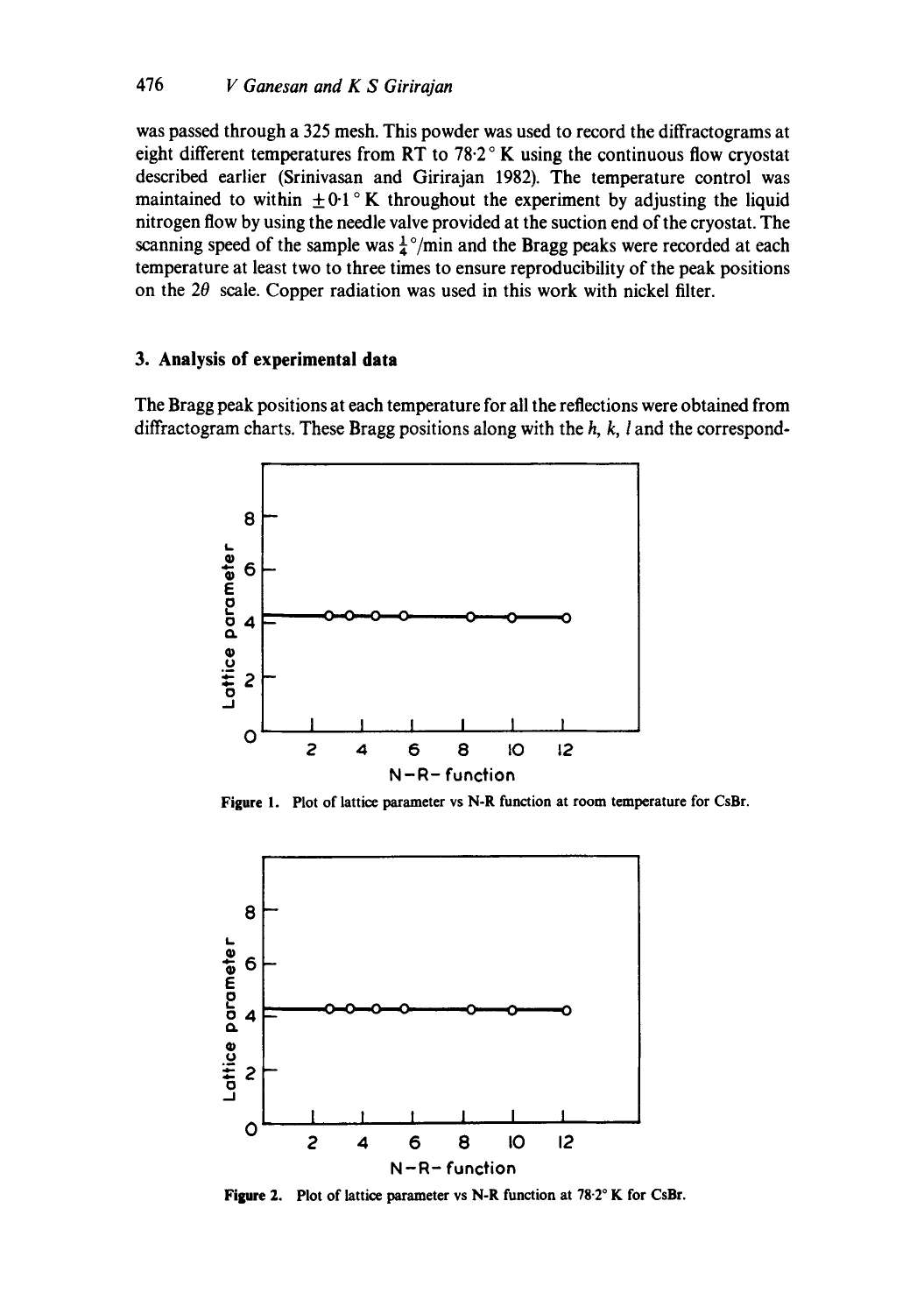was passed through a 325 mesh. This powder was used to record the diffractograms at eight different temperatures from RT to 78·2° K using the continuous flow cryostat described earlier (Srinivasan and Girirajan 1982). The temperature control was maintained to within $\pm 0{\cdot}1$° K throughout the experiment by adjusting the liquid nitrogen flow by using the needle valve provided at the suction end of the cryostat. The scanning speed of the sample was $\frac{1}{4}$°/min and the Bragg peaks were recorded at each temperature at least two to three times to ensure reproducibility of the peak positions on the $2\theta$ scale. Copper radiation was used in this work with nickel filter.

## 3. Analysis of experimental data

The Bragg peak positions at each temperature for all the reflections were obtained from diffractogram charts. These Bragg positions along with the $h$, $k$, $l$ and the correspond-

**Figure 1.** Plot of lattice parameter vs N-R function at room temperature for CsBr.

**Figure 2.** Plot of lattice parameter vs N-R function at 78·2° K for CsBr.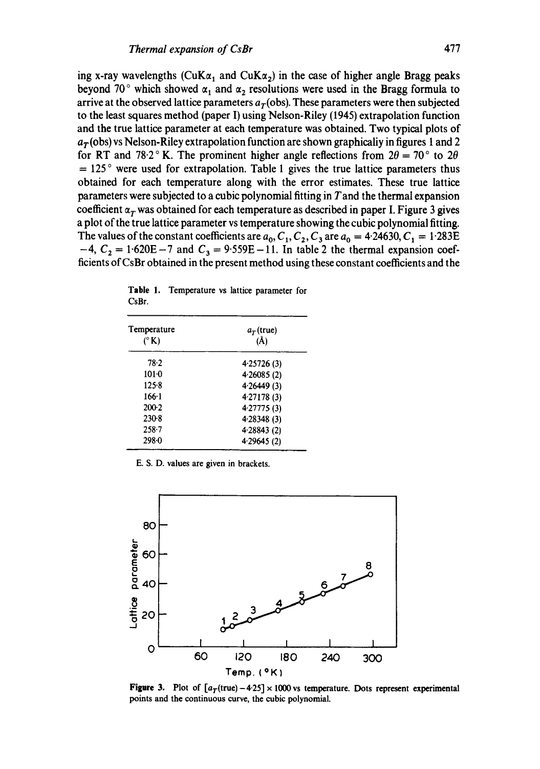ing x-ray wavelengths ($CuK\alpha_1$ and $CuK\alpha_2$) in the case of higher angle Bragg peaks beyond 70° which showed $\alpha_1$ and $\alpha_2$ resolutions were used in the Bragg formula to arrive at the observed lattice parameters $a_T$(obs). These parameters were then subjected to the least squares method (paper I) using Nelson-Riley (1945) extrapolation function and the true lattice parameter at each temperature was obtained. Two typical plots of $a_T$(obs) vs Nelson-Riley extrapolation function are shown graphically in figures 1 and 2 for RT and 78·2° K. The prominent higher angle reflections from $2\theta = 70°$ to $2\theta = 125°$ were used for extrapolation. Table 1 gives the true lattice parameters thus obtained for each temperature along with the error estimates. These true lattice parameters were subjected to a cubic polynomial fitting in $T$ and the thermal expansion coefficient $\alpha_T$ was obtained for each temperature as described in paper I. Figure 3 gives a plot of the true lattice parameter vs temperature showing the cubic polynomial fitting. The values of the constant coefficients are $a_0, C_1, C_2, C_3$ are $a_0 = 4{\cdot}24630$, $C_1 = 1{\cdot}283\text{E}-4$, $C_2 = 1{\cdot}620\text{E}-7$ and $C_3 = 9{\cdot}559\text{E}-11$. In table 2 the thermal expansion coefficients of CsBr obtained in the present method using these constant coefficients and the

**Table 1.** Temperature vs lattice parameter for CsBr.

| Temperature (° K) | $a_T$(true) (Å) |
|---|---|
| 78·2 | 4·25726 (3) |
| 101·0 | 4·26085 (2) |
| 125·8 | 4·26449 (3) |
| 166·1 | 4·27178 (3) |
| 200·2 | 4·27775 (3) |
| 230·8 | 4·28348 (3) |
| 258·7 | 4·28843 (2) |
| 298·0 | 4·29645 (2) |

E. S. D. values are given in brackets.

**Figure 3.** Plot of $[a_T(\text{true}) - 4{\cdot}25] \times 1000$ vs temperature. Dots represent experimental points and the continuous curve, the cubic polynomial.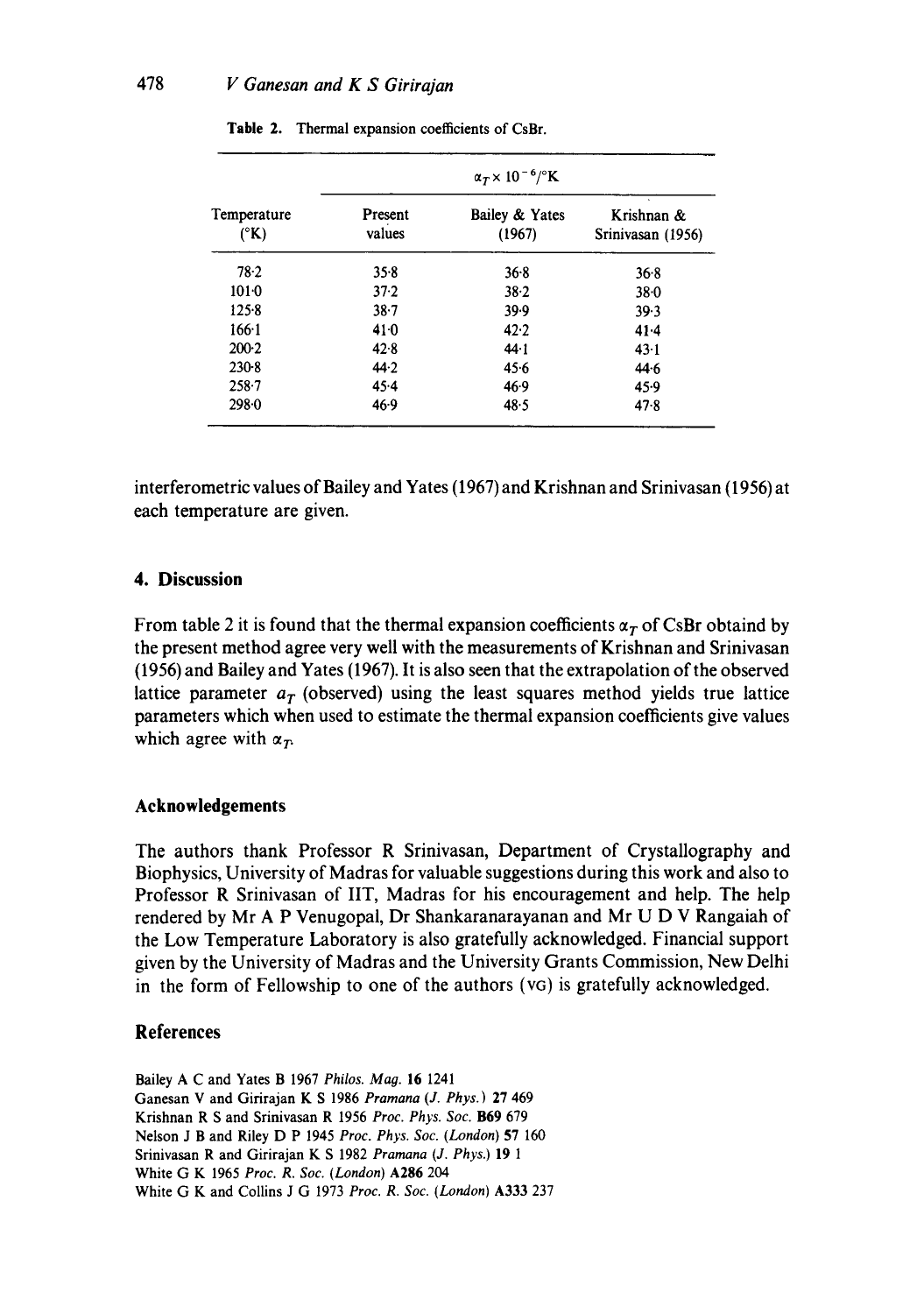Table 2. Thermal expansion coefficients of CsBr.

| Temperature (°K) | $\alpha_T \times 10^{-6}$/°K | | |
|---|---|---|---|
| | Present values | Bailey & Yates (1967) | Krishnan & Srinivasan (1956) |
| 78·2 | 35·8 | 36·8 | 36·8 |
| 101·0 | 37·2 | 38·2 | 38·0 |
| 125·8 | 38·7 | 39·9 | 39·3 |
| 166·1 | 41·0 | 42·2 | 41·4 |
| 200·2 | 42·8 | 44·1 | 43·1 |
| 230·8 | 44·2 | 45·6 | 44·6 |
| 258·7 | 45·4 | 46·9 | 45·9 |
| 298·0 | 46·9 | 48·5 | 47·8 |

interferometric values of Bailey and Yates (1967) and Krishnan and Srinivasan (1956) at each temperature are given.

## 4. Discussion

From table 2 it is found that the thermal expansion coefficients $\alpha_T$ of CsBr obtaind by the present method agree very well with the measurements of Krishnan and Srinivasan (1956) and Bailey and Yates (1967). It is also seen that the extrapolation of the observed lattice parameter $a_T$ (observed) using the least squares method yields true lattice parameters which when used to estimate the thermal expansion coefficients give values which agree with $\alpha_T$.

## Acknowledgements

The authors thank Professor R Srinivasan, Department of Crystallography and Biophysics, University of Madras for valuable suggestions during this work and also to Professor R Srinivasan of IIT, Madras for his encouragement and help. The help rendered by Mr A P Venugopal, Dr Shankaranarayanan and Mr U D V Rangaiah of the Low Temperature Laboratory is also gratefully acknowledged. Financial support given by the University of Madras and the University Grants Commission, New Delhi in the form of Fellowship to one of the authors (VG) is gratefully acknowledged.

## References

Bailey A C and Yates B 1967 *Philos. Mag.* **16** 1241

Ganesan V and Girirajan K S 1986 *Pramana (J. Phys.)* **27** 469

Krishnan R S and Srinivasan R 1956 *Proc. Phys. Soc.* **B69** 679

Nelson J B and Riley D P 1945 *Proc. Phys. Soc. (London)* **57** 160

Srinivasan R and Girirajan K S 1982 *Pramana (J. Phys.)* **19** 1

White G K 1965 *Proc. R. Soc. (London)* **A286** 204

White G K and Collins J G 1973 *Proc. R. Soc. (London)* **A333** 237